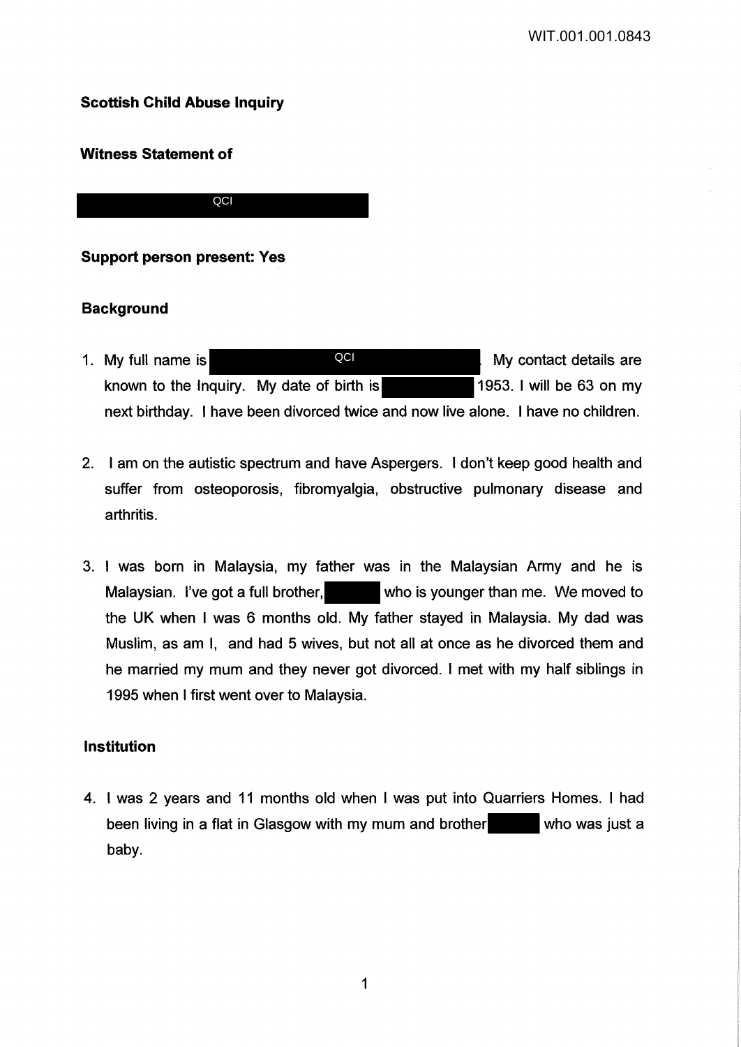**Scottish Child Abuse Inquiry**

**Witness Statement of**

QCI

**Support person present: Yes**

**Background**

1. My full name is QCI. My contact details are known to the Inquiry. My date of birth is 1953. I will be 63 on my next birthday. I have been divorced twice and now live alone. I have no children.

2. I am on the autistic spectrum and have Aspergers. I don't keep good health and suffer from osteoporosis, fibromyalgia, obstructive pulmonary disease and arthritis.

3. I was born in Malaysia, my father was in the Malaysian Army and he is Malaysian. I've got a full brother, who is younger than me. We moved to the UK when I was 6 months old. My father stayed in Malaysia. My dad was Muslim, as am I, and had 5 wives, but not all at once as he divorced them and he married my mum and they never got divorced. I met with my half siblings in 1995 when I first went over to Malaysia.

**Institution**

4. I was 2 years and 11 months old when I was put into Quarriers Homes. I had been living in a flat in Glasgow with my mum and brother who was just a baby.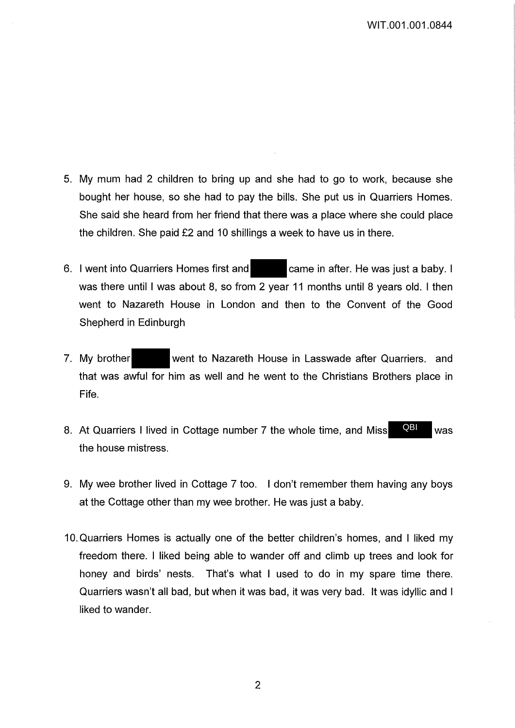5. My mum had 2 children to bring up and she had to go to work, because she bought her house, so she had to pay the bills. She put us in Quarriers Homes. She said she heard from her friend that there was a place where she could place the children. She paid £2 and 10 shillings a week to have us in there.

6. I went into Quarriers Homes first and ██████ came in after. He was just a baby. I was there until I was about 8, so from 2 year 11 months until 8 years old. I then went to Nazareth House in London and then to the Convent of the Good Shepherd in Edinburgh

7. My brother ██████ went to Nazareth House in Lasswade after Quarriers. and that was awful for him as well and he went to the Christians Brothers place in Fife.

8. At Quarriers I lived in Cottage number 7 the whole time, and Miss QBI was the house mistress.

9. My wee brother lived in Cottage 7 too. I don't remember them having any boys at the Cottage other than my wee brother. He was just a baby.

10. Quarriers Homes is actually one of the better children's homes, and I liked my freedom there. I liked being able to wander off and climb up trees and look for honey and birds' nests. That's what I used to do in my spare time there. Quarriers wasn't all bad, but when it was bad, it was very bad. It was idyllic and I liked to wander.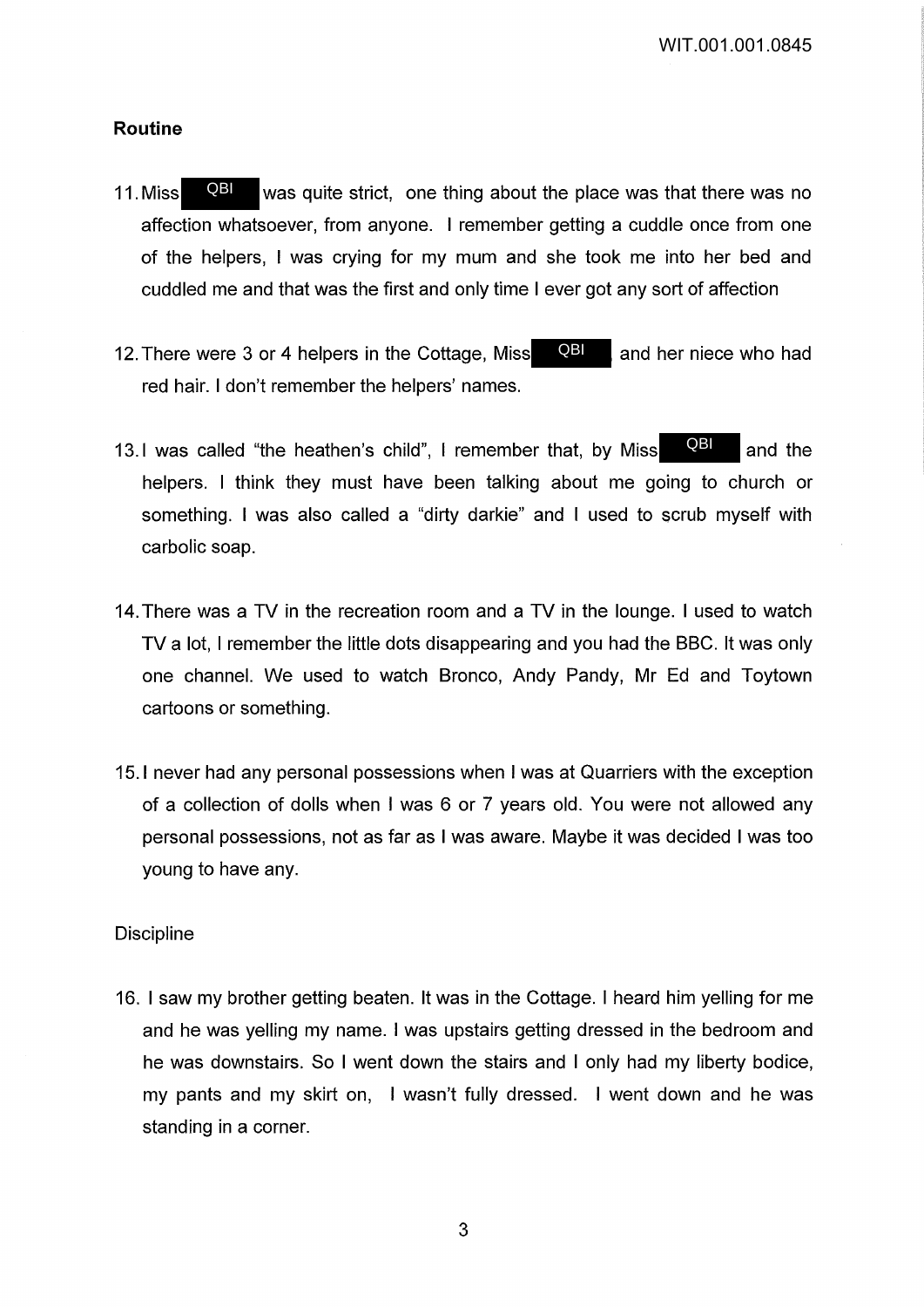**Routine**

11. Miss QBI was quite strict, one thing about the place was that there was no affection whatsoever, from anyone. I remember getting a cuddle once from one of the helpers, I was crying for my mum and she took me into her bed and cuddled me and that was the first and only time I ever got any sort of affection

12. There were 3 or 4 helpers in the Cottage, Miss QBI and her niece who had red hair. I don't remember the helpers' names.

13. I was called "the heathen's child", I remember that, by Miss QBI and the helpers. I think they must have been talking about me going to church or something. I was also called a "dirty darkie" and I used to scrub myself with carbolic soap.

14. There was a TV in the recreation room and a TV in the lounge. I used to watch TV a lot, I remember the little dots disappearing and you had the BBC. It was only one channel. We used to watch Bronco, Andy Pandy, Mr Ed and Toytown cartoons or something.

15. I never had any personal possessions when I was at Quarriers with the exception of a collection of dolls when I was 6 or 7 years old. You were not allowed any personal possessions, not as far as I was aware. Maybe it was decided I was too young to have any.

Discipline

16. I saw my brother getting beaten. It was in the Cottage. I heard him yelling for me and he was yelling my name. I was upstairs getting dressed in the bedroom and he was downstairs. So I went down the stairs and I only had my liberty bodice, my pants and my skirt on, I wasn't fully dressed. I went down and he was standing in a corner.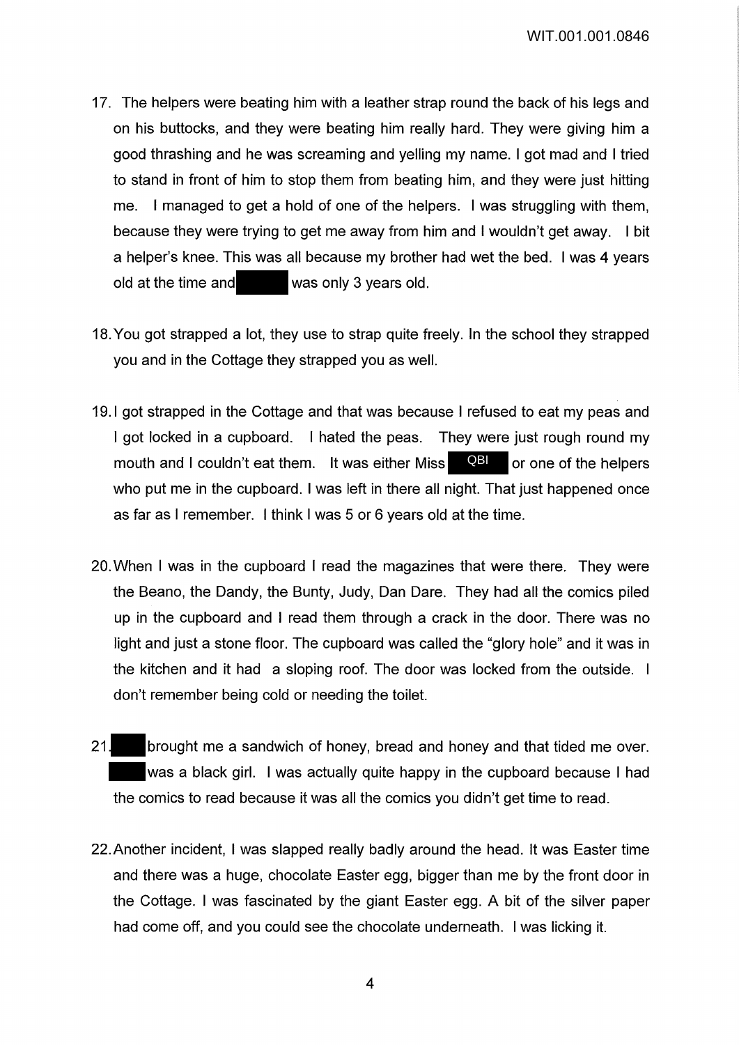17. The helpers were beating him with a leather strap round the back of his legs and on his buttocks, and they were beating him really hard. They were giving him a good thrashing and he was screaming and yelling my name. I got mad and I tried to stand in front of him to stop them from beating him, and they were just hitting me. I managed to get a hold of one of the helpers. I was struggling with them, because they were trying to get me away from him and I wouldn't get away. I bit a helper's knee. This was all because my brother had wet the bed. I was 4 years old at the time and ████ was only 3 years old.

18. You got strapped a lot, they use to strap quite freely. In the school they strapped you and in the Cottage they strapped you as well.

19. I got strapped in the Cottage and that was because I refused to eat my peas and I got locked in a cupboard. I hated the peas. They were just rough round my mouth and I couldn't eat them. It was either Miss QBI or one of the helpers who put me in the cupboard. I was left in there all night. That just happened once as far as I remember. I think I was 5 or 6 years old at the time.

20. When I was in the cupboard I read the magazines that were there. They were the Beano, the Dandy, the Bunty, Judy, Dan Dare. They had all the comics piled up in the cupboard and I read them through a crack in the door. There was no light and just a stone floor. The cupboard was called the "glory hole" and it was in the kitchen and it had a sloping roof. The door was locked from the outside. I don't remember being cold or needing the toilet.

21. ████ brought me a sandwich of honey, bread and honey and that tided me over. ████ was a black girl. I was actually quite happy in the cupboard because I had the comics to read because it was all the comics you didn't get time to read.

22. Another incident, I was slapped really badly around the head. It was Easter time and there was a huge, chocolate Easter egg, bigger than me by the front door in the Cottage. I was fascinated by the giant Easter egg. A bit of the silver paper had come off, and you could see the chocolate underneath. I was licking it.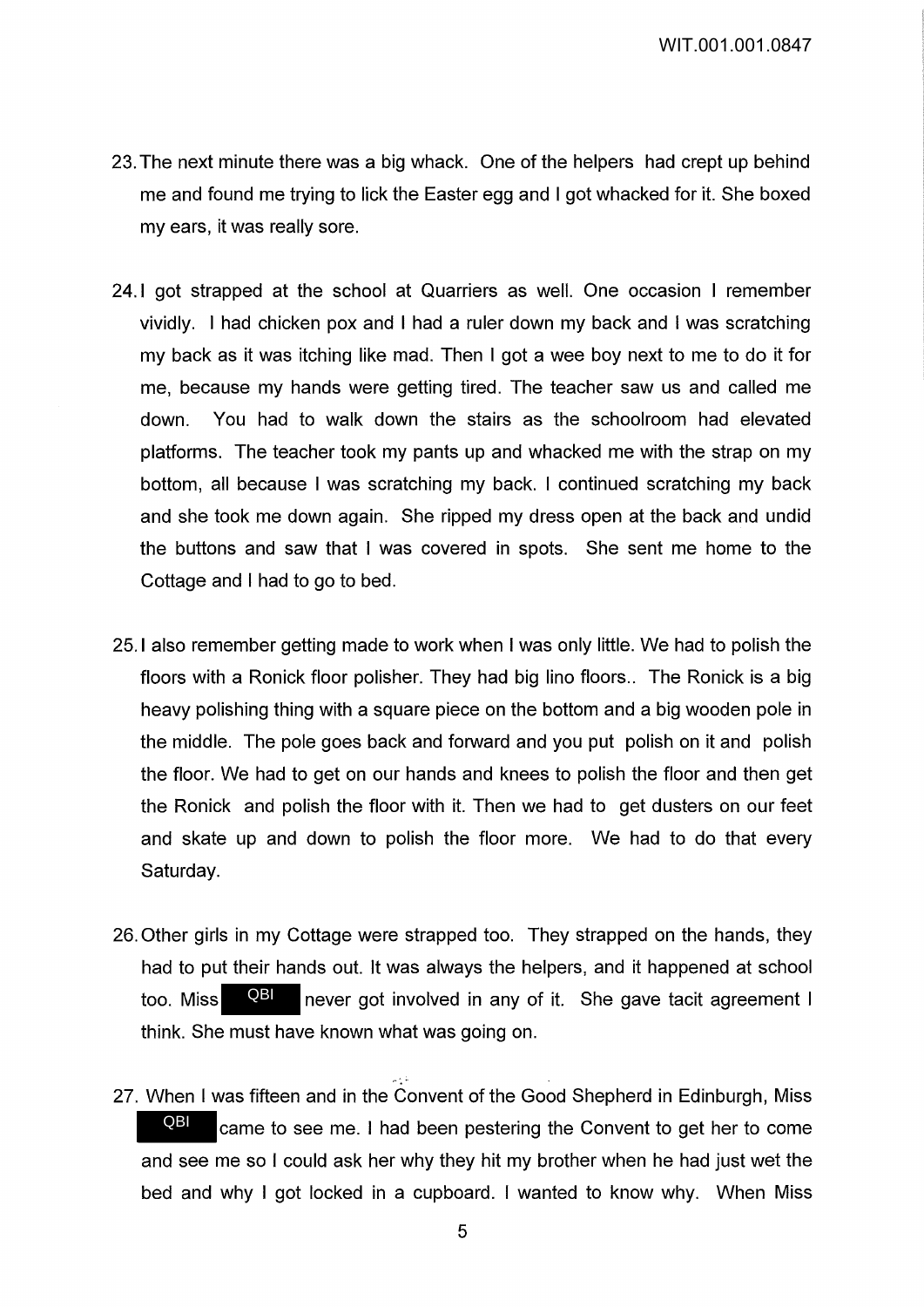23. The next minute there was a big whack. One of the helpers had crept up behind me and found me trying to lick the Easter egg and I got whacked for it. She boxed my ears, it was really sore.

24. I got strapped at the school at Quarriers as well. One occasion I remember vividly. I had chicken pox and I had a ruler down my back and I was scratching my back as it was itching like mad. Then I got a wee boy next to me to do it for me, because my hands were getting tired. The teacher saw us and called me down. You had to walk down the stairs as the schoolroom had elevated platforms. The teacher took my pants up and whacked me with the strap on my bottom, all because I was scratching my back. I continued scratching my back and she took me down again. She ripped my dress open at the back and undid the buttons and saw that I was covered in spots. She sent me home to the Cottage and I had to go to bed.

25. I also remember getting made to work when I was only little. We had to polish the floors with a Ronick floor polisher. They had big lino floors.. The Ronick is a big heavy polishing thing with a square piece on the bottom and a big wooden pole in the middle. The pole goes back and forward and you put polish on it and polish the floor. We had to get on our hands and knees to polish the floor and then get the Ronick and polish the floor with it. Then we had to get dusters on our feet and skate up and down to polish the floor more. We had to do that every Saturday.

26. Other girls in my Cottage were strapped too. They strapped on the hands, they had to put their hands out. It was always the helpers, and it happened at school too. Miss QBI never got involved in any of it. She gave tacit agreement I think. She must have known what was going on.

27. When I was fifteen and in the Convent of the Good Shepherd in Edinburgh, Miss QBI came to see me. I had been pestering the Convent to get her to come and see me so I could ask her why they hit my brother when he had just wet the bed and why I got locked in a cupboard. I wanted to know why. When Miss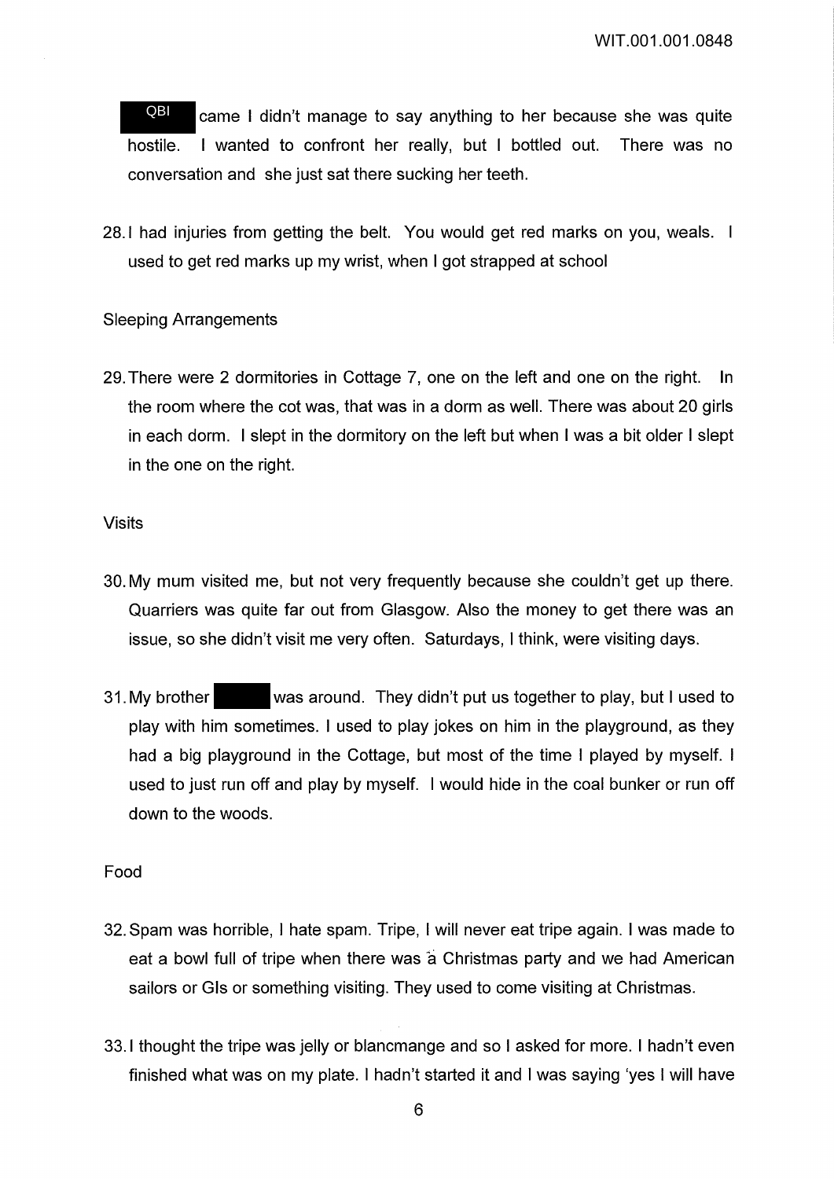QBI came I didn't manage to say anything to her because she was quite hostile. I wanted to confront her really, but I bottled out. There was no conversation and she just sat there sucking her teeth.

28. I had injuries from getting the belt. You would get red marks on you, weals. I used to get red marks up my wrist, when I got strapped at school

Sleeping Arrangements

29. There were 2 dormitories in Cottage 7, one on the left and one on the right. In the room where the cot was, that was in a dorm as well. There was about 20 girls in each dorm. I slept in the dormitory on the left but when I was a bit older I slept in the one on the right.

Visits

30. My mum visited me, but not very frequently because she couldn't get up there. Quarriers was quite far out from Glasgow. Also the money to get there was an issue, so she didn't visit me very often. Saturdays, I think, were visiting days.

31. My brother [redacted] was around. They didn't put us together to play, but I used to play with him sometimes. I used to play jokes on him in the playground, as they had a big playground in the Cottage, but most of the time I played by myself. I used to just run off and play by myself. I would hide in the coal bunker or run off down to the woods.

Food

32. Spam was horrible, I hate spam. Tripe, I will never eat tripe again. I was made to eat a bowl full of tripe when there was a Christmas party and we had American sailors or GIs or something visiting. They used to come visiting at Christmas.

33. I thought the tripe was jelly or blancmange and so I asked for more. I hadn't even finished what was on my plate. I hadn't started it and I was saying 'yes I will have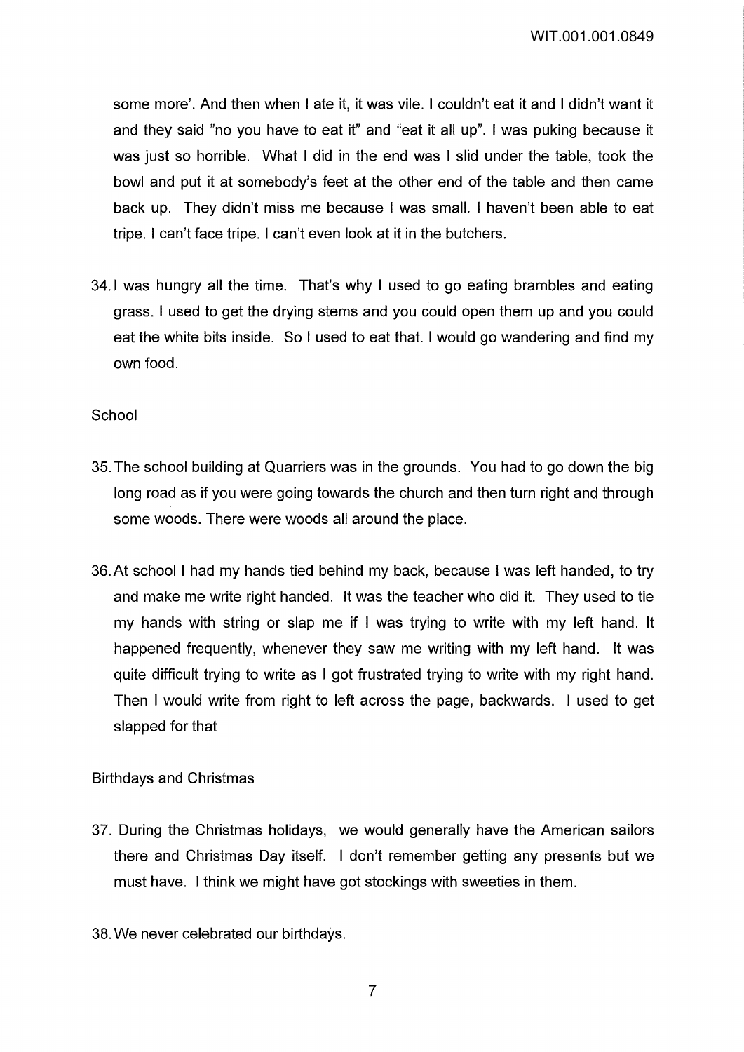some more'. And then when I ate it, it was vile. I couldn't eat it and I didn't want it and they said "no you have to eat it" and "eat it all up". I was puking because it was just so horrible. What I did in the end was I slid under the table, took the bowl and put it at somebody's feet at the other end of the table and then came back up. They didn't miss me because I was small. I haven't been able to eat tripe. I can't face tripe. I can't even look at it in the butchers.

34. I was hungry all the time. That's why I used to go eating brambles and eating grass. I used to get the drying stems and you could open them up and you could eat the white bits inside. So I used to eat that. I would go wandering and find my own food.

School

35. The school building at Quarriers was in the grounds. You had to go down the big long road as if you were going towards the church and then turn right and through some woods. There were woods all around the place.

36. At school I had my hands tied behind my back, because I was left handed, to try and make me write right handed. It was the teacher who did it. They used to tie my hands with string or slap me if I was trying to write with my left hand. It happened frequently, whenever they saw me writing with my left hand. It was quite difficult trying to write as I got frustrated trying to write with my right hand. Then I would write from right to left across the page, backwards. I used to get slapped for that

Birthdays and Christmas

37. During the Christmas holidays, we would generally have the American sailors there and Christmas Day itself. I don't remember getting any presents but we must have. I think we might have got stockings with sweeties in them.

38. We never celebrated our birthdays.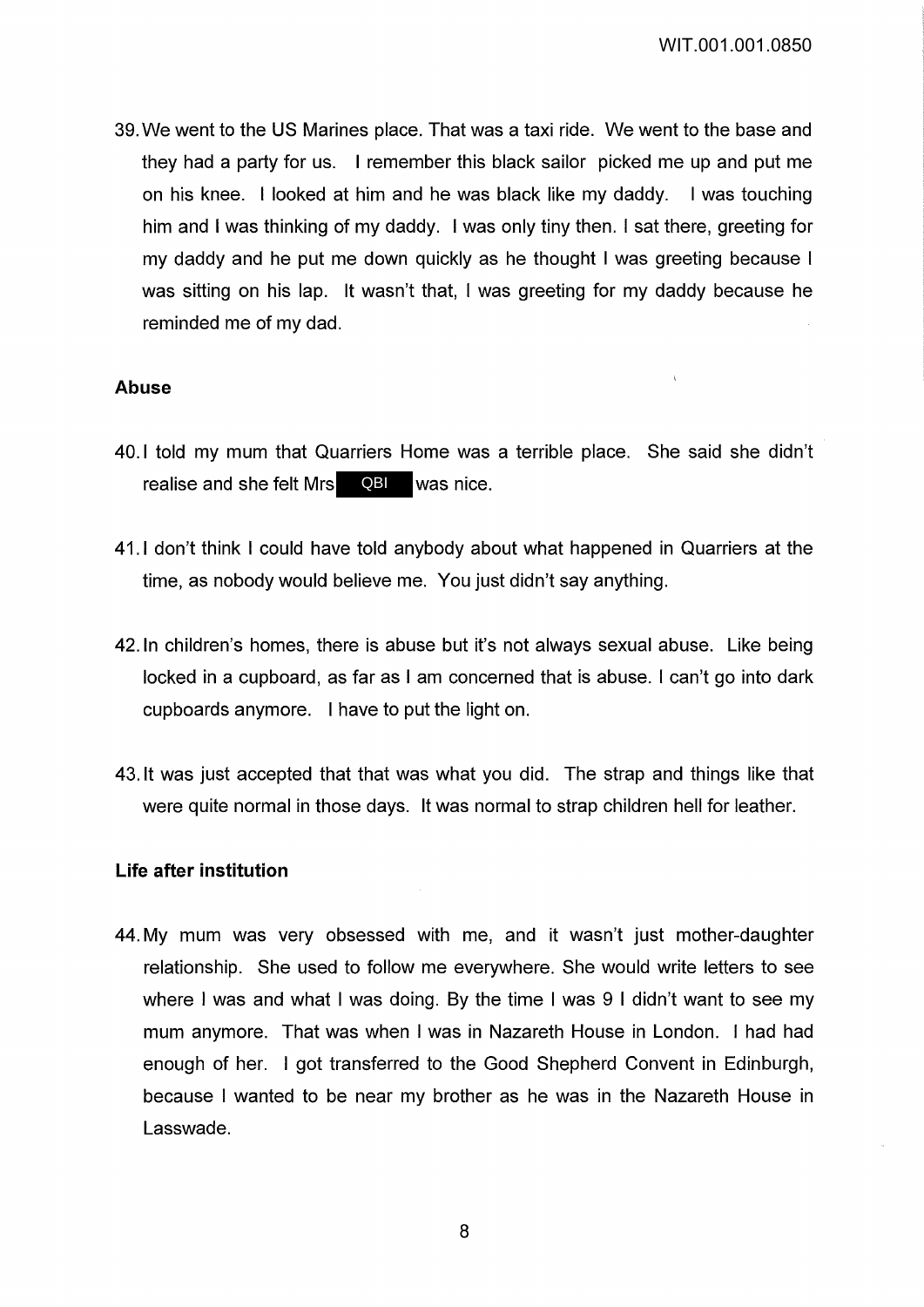39. We went to the US Marines place. That was a taxi ride. We went to the base and they had a party for us. I remember this black sailor picked me up and put me on his knee. I looked at him and he was black like my daddy. I was touching him and I was thinking of my daddy. I was only tiny then. I sat there, greeting for my daddy and he put me down quickly as he thought I was greeting because I was sitting on his lap. It wasn't that, I was greeting for my daddy because he reminded me of my dad.

**Abuse**

40. I told my mum that Quarriers Home was a terrible place. She said she didn't realise and she felt Mrs QBI was nice.

41. I don't think I could have told anybody about what happened in Quarriers at the time, as nobody would believe me. You just didn't say anything.

42. In children's homes, there is abuse but it's not always sexual abuse. Like being locked in a cupboard, as far as I am concerned that is abuse. I can't go into dark cupboards anymore. I have to put the light on.

43. It was just accepted that that was what you did. The strap and things like that were quite normal in those days. It was normal to strap children hell for leather.

**Life after institution**

44. My mum was very obsessed with me, and it wasn't just mother-daughter relationship. She used to follow me everywhere. She would write letters to see where I was and what I was doing. By the time I was 9 I didn't want to see my mum anymore. That was when I was in Nazareth House in London. I had had enough of her. I got transferred to the Good Shepherd Convent in Edinburgh, because I wanted to be near my brother as he was in the Nazareth House in Lasswade.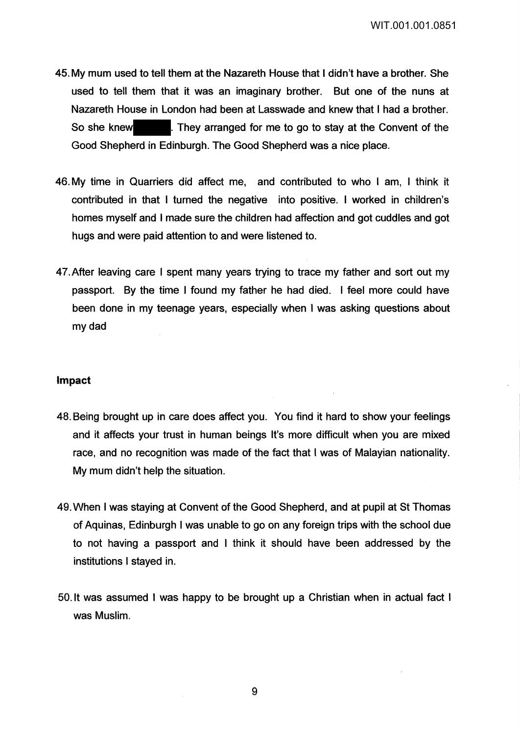45. My mum used to tell them at the Nazareth House that I didn't have a brother. She used to tell them that it was an imaginary brother. But one of the nuns at Nazareth House in London had been at Lasswade and knew that I had a brother. So she knew ██████. They arranged for me to go to stay at the Convent of the Good Shepherd in Edinburgh. The Good Shepherd was a nice place.

46. My time in Quarriers did affect me, and contributed to who I am, I think it contributed in that I turned the negative into positive. I worked in children's homes myself and I made sure the children had affection and got cuddles and got hugs and were paid attention to and were listened to.

47. After leaving care I spent many years trying to trace my father and sort out my passport. By the time I found my father he had died. I feel more could have been done in my teenage years, especially when I was asking questions about my dad

### Impact

48. Being brought up in care does affect you. You find it hard to show your feelings and it affects your trust in human beings It's more difficult when you are mixed race, and no recognition was made of the fact that I was of Malayian nationality. My mum didn't help the situation.

49. When I was staying at Convent of the Good Shepherd, and at pupil at St Thomas of Aquinas, Edinburgh I was unable to go on any foreign trips with the school due to not having a passport and I think it should have been addressed by the institutions I stayed in.

50. It was assumed I was happy to be brought up a Christian when in actual fact I was Muslim.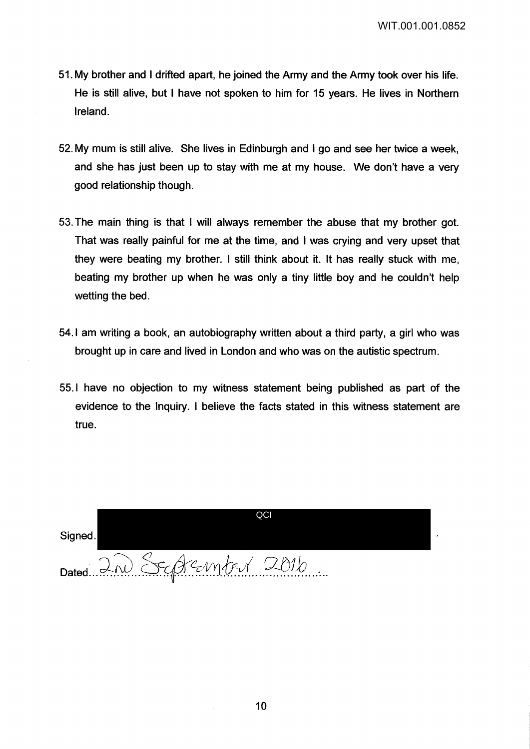51. My brother and I drifted apart, he joined the Army and the Army took over his life. He is still alive, but I have not spoken to him for 15 years. He lives in Northern Ireland.

52. My mum is still alive. She lives in Edinburgh and I go and see her twice a week, and she has just been up to stay with me at my house. We don't have a very good relationship though.

53. The main thing is that I will always remember the abuse that my brother got. That was really painful for me at the time, and I was crying and very upset that they were beating my brother. I still think about it. It has really stuck with me, beating my brother up when he was only a tiny little boy and he couldn't help wetting the bed.

54. I am writing a book, an autobiography written about a third party, a girl who was brought up in care and lived in London and who was on the autistic spectrum.

55. I have no objection to my witness statement being published as part of the evidence to the Inquiry. I believe the facts stated in this witness statement are true.

Signed. QCI

Dated 2nd September 2016